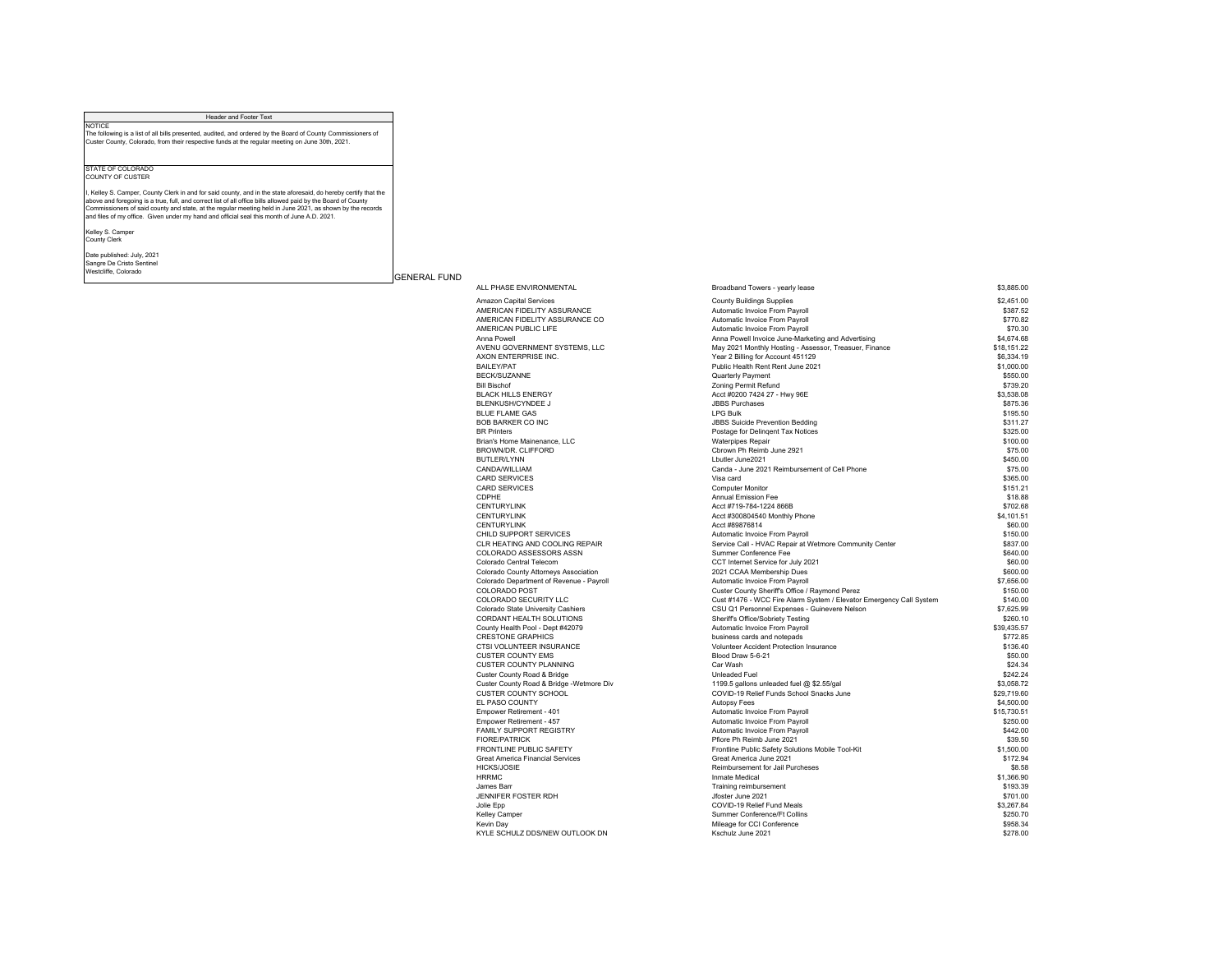Header and Footer Text

NOTICE
The following is a list of all bills presented, audited, and ordered by the Board of County Commissioners of Custer County, Colorado, from their respective funds at the regular meeting on June 30th, 2021.

STATE OF COLORADO
COUNTY OF CUSTER

I, Kelley S. Camper, County Clerk in and for said county, and in the state aforesaid, do hereby certify that the above and foregoing is a true, full, and correct list of all office bills allowed paid by the Board of County Commissioners of said county and state, at the regular meeting held in June 2021, as shown by the records and files of my office. Given under my hand and official seal this month of June A.D. 2021.

Kelley S. Camper
County Clerk

Date published: July, 2021
Sangre De Cristo Sentinel
Westcliffe, Colorado

## GENERAL FUND

| Vendor | Description | Amount |
|---|---|---|
| ALL PHASE ENVIRONMENTAL | Broadband Towers - yearly lease | $3,885.00 |
| Amazon Capital Services | County Buildings Supplies | $2,451.00 |
| AMERICAN FIDELITY ASSURANCE | Automatic Invoice From Payroll | $387.52 |
| AMERICAN FIDELITY ASSURANCE CO | Automatic Invoice From Payroll | $770.82 |
| AMERICAN PUBLIC LIFE | Automatic Invoice From Payroll | $70.30 |
| Anna Powell | Anna Powell Invoice June-Marketing and Advertising | $4,674.68 |
| AVENU GOVERNMENT SYSTEMS, LLC | May 2021 Monthly Hosting - Assessor, Treasuer, Finance | $18,151.22 |
| AXON ENTERPRISE INC. | Year 2 Billing for Account 451129 | $6,334.19 |
| BAILEY/PAT | Public Health Rent Rent June 2021 | $1,000.00 |
| BECK/SUZANNE | Quarterly Payment | $550.00 |
| Bill Bischof | Zoning Permit Refund | $739.20 |
| BLACK HILLS ENERGY | Acct #0200 7424 27 - Hwy 96E | $3,538.08 |
| BLENKUSH/CYNDEE J | JBBS Purchases | $875.36 |
| BLUE FLAME GAS | LPG Bulk | $195.50 |
| BOB BARKER CO INC | JBBS Suicide Prevention Bedding | $311.27 |
| BR Printers | Postage for Delinqent Tax Notices | $325.00 |
| Brian's Home Mainenance, LLC | Waterpipes Repair | $100.00 |
| BROWN/DR. CLIFFORD | Cbrown Ph Reimb June 2921 | $75.00 |
| BUTLER/LYNN | Lbutler June2021 | $450.00 |
| CANDA/WILLIAM | Canda - June 2021 Reimbursement of Cell Phone | $75.00 |
| CARD SERVICES | Visa card | $365.00 |
| CARD SERVICES | Computer Monitor | $151.21 |
| CDPHE | Annual Emission Fee | $18.88 |
| CENTURYLINK | Acct #719-784-1224 866B | $702.68 |
| CENTURYLINK | Acct #300804540 Monthly Phone | $4,101.51 |
| CENTURYLINK | Acct #89876814 | $60.00 |
| CHILD SUPPORT SERVICES | Automatic Invoice From Payroll | $150.00 |
| CLR HEATING AND COOLING REPAIR | Service Call - HVAC Repair at Wetmore Community Center | $837.00 |
| COLORADO ASSESSORS ASSN | Summer Conference Fee | $640.00 |
| Colorado Central Telecom | CCT Internet Service for July 2021 | $60.00 |
| Colorado County Attorneys Association | 2021 CCAA Membership Dues | $600.00 |
| Colorado Department of Revenue - Payroll | Automatic Invoice From Payroll | $7,656.00 |
| COLORADO POST | Custer County Sheriff's Office / Raymond Perez | $150.00 |
| COLORADO SECURITY LLC | Cust #1476 - WCC Fire Alarm System / Elevator Emergency Call System | $140.00 |
| Colorado State University Cashiers | CSU Q1 Personnel Expenses - Guinevere Nelson | $7,625.99 |
| CORDANT HEALTH SOLUTIONS | Sheriff's Office/Sobriety Testing | $260.10 |
| County Health Pool - Dept #42079 | Automatic Invoice From Payroll | $39,435.57 |
| CRESTONE GRAPHICS | business cards and notepads | $772.85 |
| CTSI VOLUNTEER INSURANCE | Volunteer Accident Protection Insurance | $136.40 |
| CUSTER COUNTY EMS | Blood Draw 5-6-21 | $50.00 |
| CUSTER COUNTY PLANNING | Car Wash | $24.34 |
| Custer County Road & Bridge | Unleaded Fuel | $242.24 |
| Custer County Road & Bridge -Wetmore Div | 1199.5 gallons unleaded fuel @ $2.55/gal | $3,058.72 |
| CUSTER COUNTY SCHOOL | COVID-19 Relief Funds School Snacks June | $29,719.60 |
| EL PASO COUNTY | Autopsy Fees | $4,500.00 |
| Empower Retirement - 401 | Automatic Invoice From Payroll | $15,730.51 |
| Empower Retirement - 457 | Automatic Invoice From Payroll | $250.00 |
| FAMILY SUPPORT REGISTRY | Automatic Invoice From Payroll | $442.00 |
| FIORE/PATRICK | Pfiore Ph Reimb June 2021 | $39.50 |
| FRONTLINE PUBLIC SAFETY | Frontline Public Safety Solutions Mobile Tool-Kit | $1,500.00 |
| Great America Financial Services | Great America June 2021 | $172.94 |
| HICKS/JOSIE | Reimbursement for Jail Purcheses | $8.58 |
| HRRMC | Inmate Medical | $1,366.90 |
| James Barr | Training reimbursement | $193.39 |
| JENNIFER FOSTER RDH | Jfoster June 2021 | $701.00 |
| Jolie Epp | COVID-19 Relief Fund Meals | $3,267.84 |
| Kelley Camper | Summer Conference/Ft Collins | $250.70 |
| Kevin Day | Mileage for CCI Conference | $958.34 |
| KYLE SCHULZ DDS/NEW OUTLOOK DN | Kschulz June 2021 | $278.00 |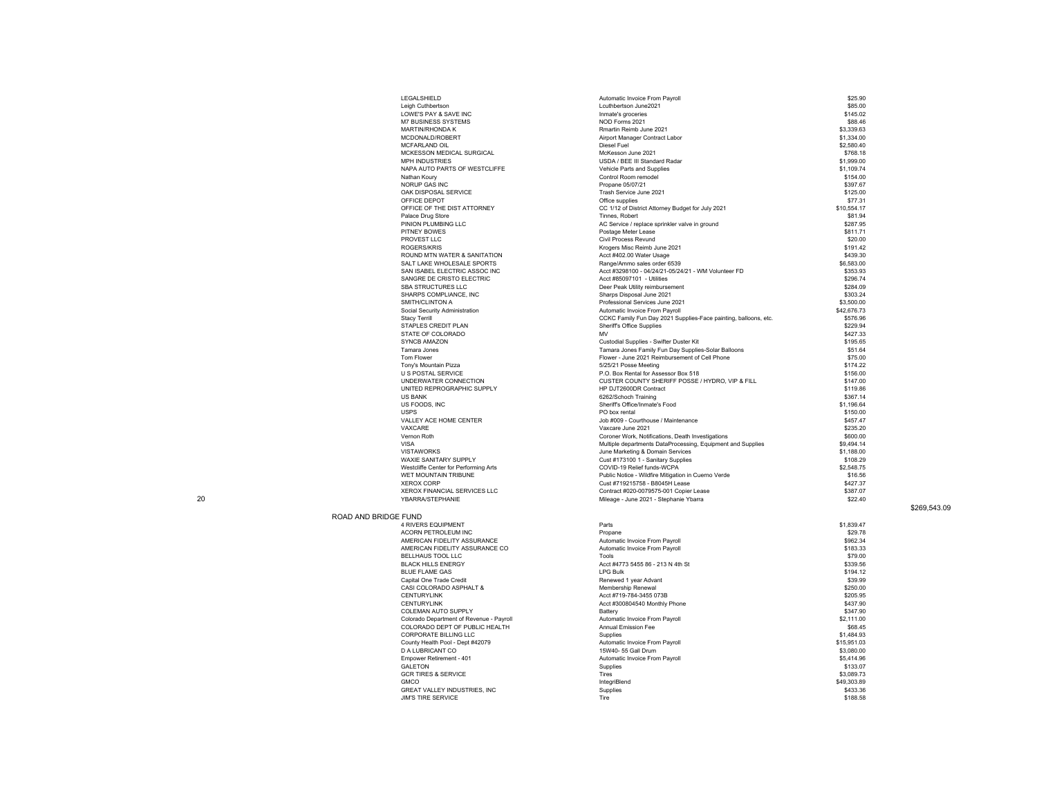| Vendor | Description | Amount | Total |
|---|---|---|---|
| LEGALSHIELD | Automatic Invoice From Payroll | $25.90 | |
| Leigh Cuthbertson | Lcuthbertson June2021 | $85.00 | |
| LOWE'S PAY & SAVE INC | Inmate's groceries | $145.02 | |
| M7 BUSINESS SYSTEMS | NOD Forms 2021 | $88.46 | |
| MARTIN/RHONDA K | Rmartin Reimb June 2021 | $3,339.63 | |
| MCDONALD/ROBERT | Airport Manager Contract Labor | $1,334.00 | |
| MCFARLAND OIL | Diesel Fuel | $2,580.40 | |
| MCKESSON MEDICAL SURGICAL | McKesson June 2021 | $768.18 | |
| MPH INDUSTRIES | USDA / BEE III Standard Radar | $1,999.00 | |
| NAPA AUTO PARTS OF WESTCLIFFE | Vehicle Parts and Supplies | $1,109.74 | |
| Nathan Koury | Control Room remodel | $154.00 | |
| NORUP GAS INC | Propane 05/07/21 | $397.67 | |
| OAK DISPOSAL SERVICE | Trash Service June 2021 | $125.00 | |
| OFFICE DEPOT | Office supplies | $77.31 | |
| OFFICE OF THE DIST ATTORNEY | CC 1/12 of District Attorney Budget for July 2021 | $10,554.17 | |
| Palace Drug Store | Tinnes, Robert | $81.94 | |
| PINION PLUMBING LLC | AC Service / replace sprinkler valve in ground | $287.95 | |
| PITNEY BOWES | Postage Meter Lease | $811.71 | |
| PROVEST LLC | Civil Process Revund | $20.00 | |
| ROGERS/KRIS | Krogers Misc Reimb June 2021 | $191.42 | |
| ROUND MTN WATER & SANITATION | Acct #402.00 Water Usage | $439.30 | |
| SALT LAKE WHOLESALE SPORTS | Range/Ammo sales order 6539 | $6,583.00 | |
| SAN ISABEL ELECTRIC ASSOC INC | Acct #3298100 - 04/24/21-05/24/21 - WM Volunteer FD | $353.93 | |
| SANGRE DE CRISTO ELECTRIC | Acct #85097101 - Utilities | $296.74 | |
| SBA STRUCTURES LLC | Deer Peak Utility reimbursement | $284.09 | |
| SHARPS COMPLIANCE, INC | Sharps Disposal June 2021 | $303.24 | |
| SMITH/CLINTON A | Professional Services June 2021 | $3,500.00 | |
| Social Security Administration | Automatic Invoice From Payroll | $42,676.73 | |
| Stacy Terrill | CCKC Family Fun Day 2021 Supplies-Face painting, balloons, etc. | $576.96 | |
| STAPLES CREDIT PLAN | Sheriff's Office Supplies | $229.94 | |
| STATE OF COLORADO | MV | $427.33 | |
| SYNCB AMAZON | Custodial Supplies - Swifter Duster Kit | $195.65 | |
| Tamara Jones | Tamara Jones Family Fun Day Supplies-Solar Balloons | $51.64 | |
| Tom Flower | Flower - June 2021 Reimbursement of Cell Phone | $75.00 | |
| Tony's Mountain Pizza | 5/25/21 Posse Meeting | $174.22 | |
| U S POSTAL SERVICE | P.O. Box Rental for Assessor Box 518 | $156.00 | |
| UNDERWATER CONNECTION | CUSTER COUNTY SHERIFF POSSE / HYDRO, VIP & FILL | $147.00 | |
| UNITED REPROGRAPHIC SUPPLY | HP DJT2600DR Contract | $119.86 | |
| US BANK | 6262/Schoch Training | $367.14 | |
| US FOODS, INC | Sheriff's Office/Inmate's Food | $1,196.64 | |
| USPS | PO box rental | $150.00 | |
| VALLEY ACE HOME CENTER | Job #009 - Courthouse / Maintenance | $457.47 | |
| VAXCARE | Vaxcare June 2021 | $235.20 | |
| Vernon Roth | Coroner Work, Notifications, Death Investigations | $600.00 | |
| VISA | Multiple departments DataProcessing, Equipment and Supplies | $9,494.14 | |
| VISTAWORKS | June Marketing & Domain Services | $1,188.00 | |
| WAXIE SANITARY SUPPLY | Cust #173100 1 - Sanitary Supplies | $108.29 | |
| Westcliffe Center for Performing Arts | COVID-19 Relief funds-WCPA | $2,548.75 | |
| WET MOUNTAIN TRIBUNE | Public Notice - Wildfire Mitigation in Cuerno Verde | $16.56 | |
| XEROX CORP | Cust #719215758 - B8045H Lease | $427.37 | |
| XEROX FINANCIAL SERVICES LLC | Contract #020-0079575-001 Copier Lease | $387.07 | |
| 20 YBARRA/STEPHANIE | Mileage - June 2021 - Stephanie Ybarra | $22.40 | |
| | | | $269,543.09 |

## ROAD AND BRIDGE FUND

| Vendor | Description | Amount |
|---|---|---|
| 4 RIVERS EQUIPMENT | Parts | $1,839.47 |
| ACORN PETROLEUM INC | Propane | $29.78 |
| AMERICAN FIDELITY ASSURANCE | Automatic Invoice From Payroll | $962.34 |
| AMERICAN FIDELITY ASSURANCE CO | Automatic Invoice From Payroll | $183.33 |
| BELLHAUS TOOL LLC | Tools | $79.00 |
| BLACK HILLS ENERGY | Acct #4773 5455 86 - 213 N 4th St | $339.56 |
| BLUE FLAME GAS | LPG Bulk | $194.12 |
| Capital One Trade Credit | Renewed 1 year Advant | $39.99 |
| CASI COLORADO ASPHALT & | Membership Renewal | $250.00 |
| CENTURYLINK | Acct #719-784-3455 073B | $205.95 |
| CENTURYLINK | Acct #300804540 Monthly Phone | $437.90 |
| COLEMAN AUTO SUPPLY | Battery | $347.90 |
| Colorado Department of Revenue - Payroll | Automatic Invoice From Payroll | $2,111.00 |
| COLORADO DEPT OF PUBLIC HEALTH | Annual Emission Fee | $68.45 |
| CORPORATE BILLING LLC | Supplies | $1,484.93 |
| County Health Pool - Dept #42079 | Automatic Invoice From Payroll | $15,951.03 |
| D A LUBRICANT CO | 15W40- 55 Gall Drum | $3,080.00 |
| Empower Retirement - 401 | Automatic Invoice From Payroll | $5,414.96 |
| GALETON | Supplies | $133.07 |
| GCR TIRES & SERVICE | Tires | $3,089.73 |
| GMCO | IntegriBlend | $49,303.89 |
| GREAT VALLEY INDUSTRIES, INC | Supplies | $433.36 |
| JIM'S TIRE SERVICE | Tire | $188.58 |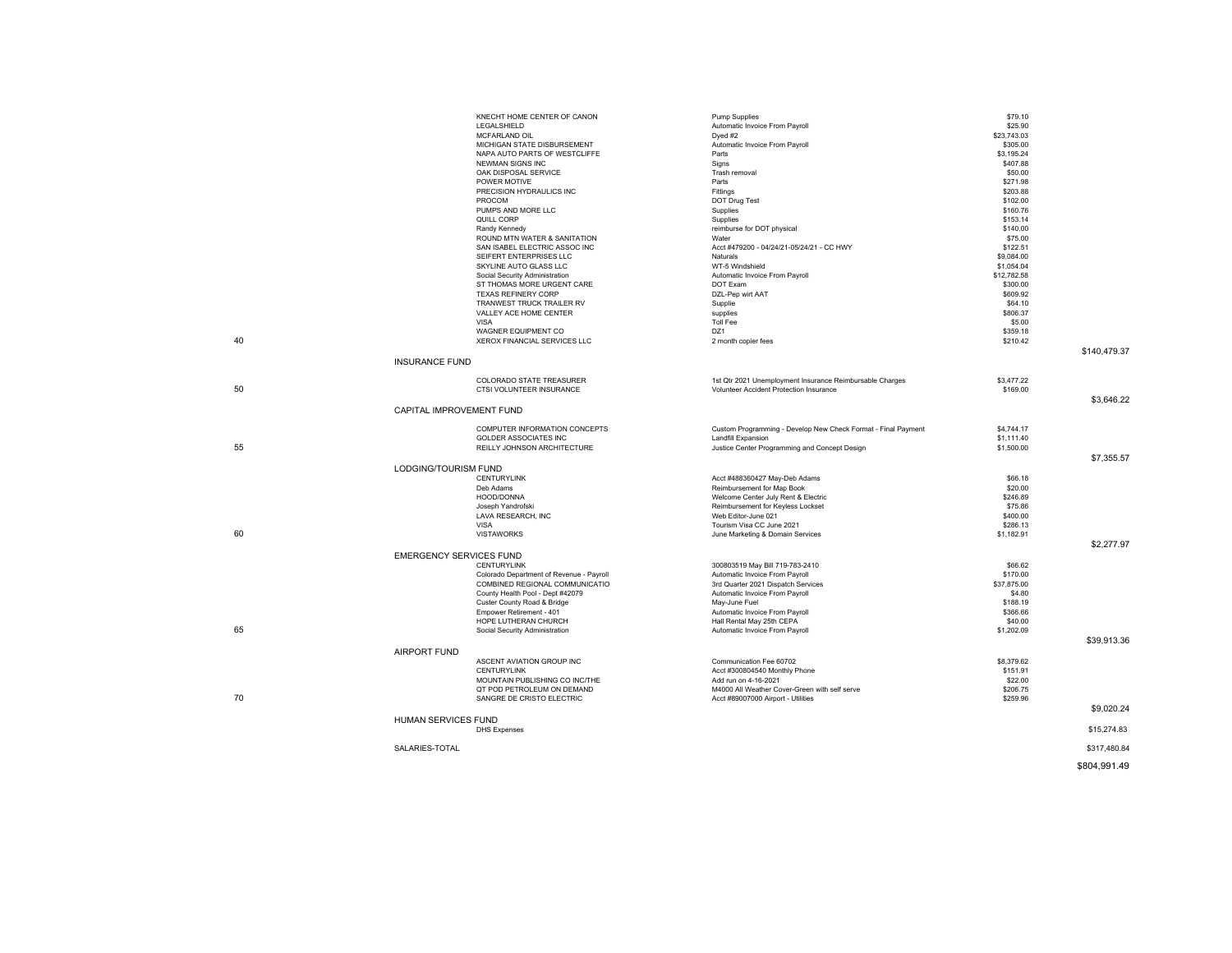| | | | |
|---|---|---|---|
| KNECHT HOME CENTER OF CANON | Pump Supplies | $79.10 | |
| LEGALSHIELD | Automatic Invoice From Payroll | $25.90 | |
| MCFARLAND OIL | Dyed #2 | $23,743.03 | |
| MICHIGAN STATE DISBURSEMENT | Automatic Invoice From Payroll | $305.00 | |
| NAPA AUTO PARTS OF WESTCLIFFE | Parts | $3,195.24 | |
| NEWMAN SIGNS INC | Signs | $407.88 | |
| OAK DISPOSAL SERVICE | Trash removal | $50.00 | |
| POWER MOTIVE | Parts | $271.98 | |
| PRECISION HYDRAULICS INC | Fittings | $203.88 | |
| PROCOM | DOT Drug Test | $102.00 | |
| PUMPS AND MORE LLC | Supplies | $160.76 | |
| QUILL CORP | Supplies | $153.14 | |
| Randy Kennedy | reimburse for DOT physical | $140.00 | |
| ROUND MTN WATER & SANITATION | Water | $75.00 | |
| SAN ISABEL ELECTRIC ASSOC INC | Acct #479200 - 04/24/21-05/24/21 - CC HWY | $122.51 | |
| SEIFERT ENTERPRISES LLC | Naturals | $9,084.00 | |
| SKYLINE AUTO GLASS LLC | WT-5 Windshield | $1,054.04 | |
| Social Security Administration | Automatic Invoice From Payroll | $12,782.58 | |
| ST THOMAS MORE URGENT CARE | DOT Exam | $300.00 | |
| TEXAS REFINERY CORP | DZL-Pep wirt AAT | $609.92 | |
| TRANWEST TRUCK TRAILER RV | Supplie | $64.10 | |
| VALLEY ACE HOME CENTER | supplies | $806.37 | |
| VISA | Toll Fee | $5.00 | |
| WAGNER EQUIPMENT CO | DZ1 | $359.18 | |
| XEROX FINANCIAL SERVICES LLC | 2 month copier fees | $210.42 | |
| | | | $140,479.37 |
| **INSURANCE FUND** | | | |
| COLORADO STATE TREASURER | 1st Qtr 2021 Unemployment Insurance Reimbursable Charges | $3,477.22 | |
| CTSI VOLUNTEER INSURANCE | Volunteer Accident Protection Insurance | $169.00 | |
| | | | $3,646.22 |
| **CAPITAL IMPROVEMENT FUND** | | | |
| COMPUTER INFORMATION CONCEPTS | Custom Programming - Develop New Check Format - Final Payment | $4,744.17 | |
| GOLDER ASSOCIATES INC | Landfill Expansion | $1,111.40 | |
| REILLY JOHNSON ARCHITECTURE | Justice Center Programming and Concept Design | $1,500.00 | |
| | | | $7,355.57 |
| **LODGING/TOURISM FUND** | | | |
| CENTURYLINK | Acct #488360427 May-Deb Adams | $66.18 | |
| Deb Adams | Reimbursement for Map Book | $20.00 | |
| HOOD/DONNA | Welcome Center July Rent & Electric | $246.89 | |
| Joseph Yandrofski | Reimbursement for Keyless Lockset | $75.86 | |
| LAVA RESEARCH, INC | Web Editor-June 021 | $400.00 | |
| VISA | Tourism Visa CC June 2021 | $286.13 | |
| VISTAWORKS | June Marketing & Domain Services | $1,182.91 | |
| | | | $2,277.97 |
| **EMERGENCY SERVICES FUND** | | | |
| CENTURYLINK | 300803519 May Bill 719-783-2410 | $66.62 | |
| Colorado Department of Revenue - Payroll | Automatic Invoice From Payroll | $170.00 | |
| COMBINED REGIONAL COMMUNICATIO | 3rd Quarter 2021 Dispatch Services | $37,875.00 | |
| County Health Pool - Dept #42079 | Automatic Invoice From Payroll | $4.80 | |
| Custer County Road & Bridge | May-June Fuel | $188.19 | |
| Empower Retirement - 401 | Automatic Invoice From Payroll | $366.66 | |
| HOPE LUTHERAN CHURCH | Hall Rental May 25th CEPA | $40.00 | |
| Social Security Administration | Automatic Invoice From Payroll | $1,202.09 | |
| | | | $39,913.36 |
| **AIRPORT FUND** | | | |
| ASCENT AVIATION GROUP INC | Communication Fee 60702 | $8,379.62 | |
| CENTURYLINK | Acct #300804540 Monthly Phone | $151.91 | |
| MOUNTAIN PUBLISHING CO INC/THE | Add run on 4-16-2021 | $22.00 | |
| QT POD PETROLEUM ON DEMAND | M4000 All Weather Cover-Green with self serve | $206.75 | |
| SANGRE DE CRISTO ELECTRIC | Acct #89007000 Airport - Utilities | $259.96 | |
| | | | $9,020.24 |
| **HUMAN SERVICES FUND** | | | |
| DHS Expenses | | | $15,274.83 |
| **SALARIES-TOTAL** | | | $317,480.84 |
| | | | $804,991.49 |